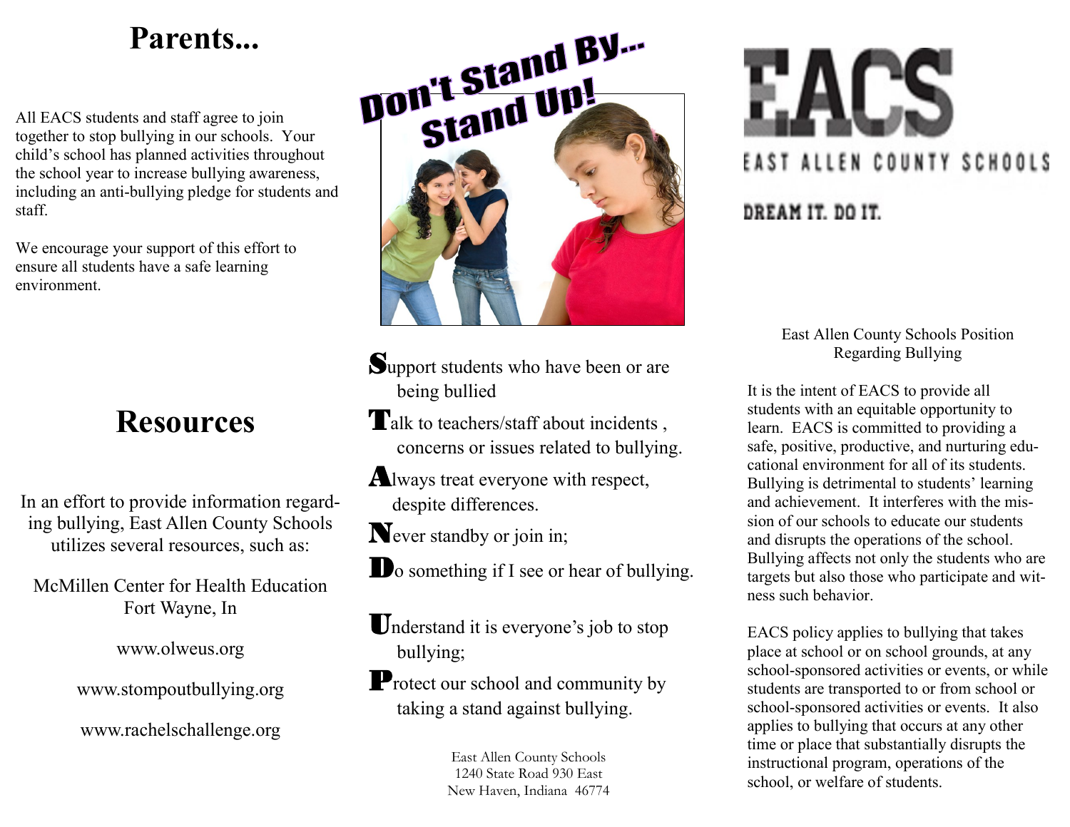# Parents...

All EACS students and staff agree to join together to stop bullying in our schools. Your child's school has planned activities throughout the school year to increase bullying awareness, including an anti-bullying pledge for students and staff.

We encourage your support of this effort to ensure all students have a safe learning environment.

# Resources

In an effort to provide information regarding bullying, East Allen County Schools utilizes several resources, such as:

McMillen Center for Health Education
Fort Wayne, In

www.olweus.org

www.stompoutbullying.org

www.rachelschallenge.org

## Don't Stand By... Stand Up!

**S**upport students who have been or are being bullied

**T**alk to teachers/staff about incidents , concerns or issues related to bullying.

**A**lways treat everyone with respect, despite differences.

**N**ever standby or join in;

**D**o something if I see or hear of bullying.

**U**nderstand it is everyone's job to stop bullying;

**P**rotect our school and community by taking a stand against bullying.

East Allen County Schools
1240 State Road 930 East
New Haven, Indiana 46774

# EACS

EAST ALLEN COUNTY SCHOOLS

DREAM IT. DO IT.

East Allen County Schools Position Regarding Bullying

It is the intent of EACS to provide all students with an equitable opportunity to learn. EACS is committed to providing a safe, positive, productive, and nurturing educational environment for all of its students. Bullying is detrimental to students' learning and achievement. It interferes with the mission of our schools to educate our students and disrupts the operations of the school. Bullying affects not only the students who are targets but also those who participate and witness such behavior.

EACS policy applies to bullying that takes place at school or on school grounds, at any school-sponsored activities or events, or while students are transported to or from school or school-sponsored activities or events. It also applies to bullying that occurs at any other time or place that substantially disrupts the instructional program, operations of the school, or welfare of students.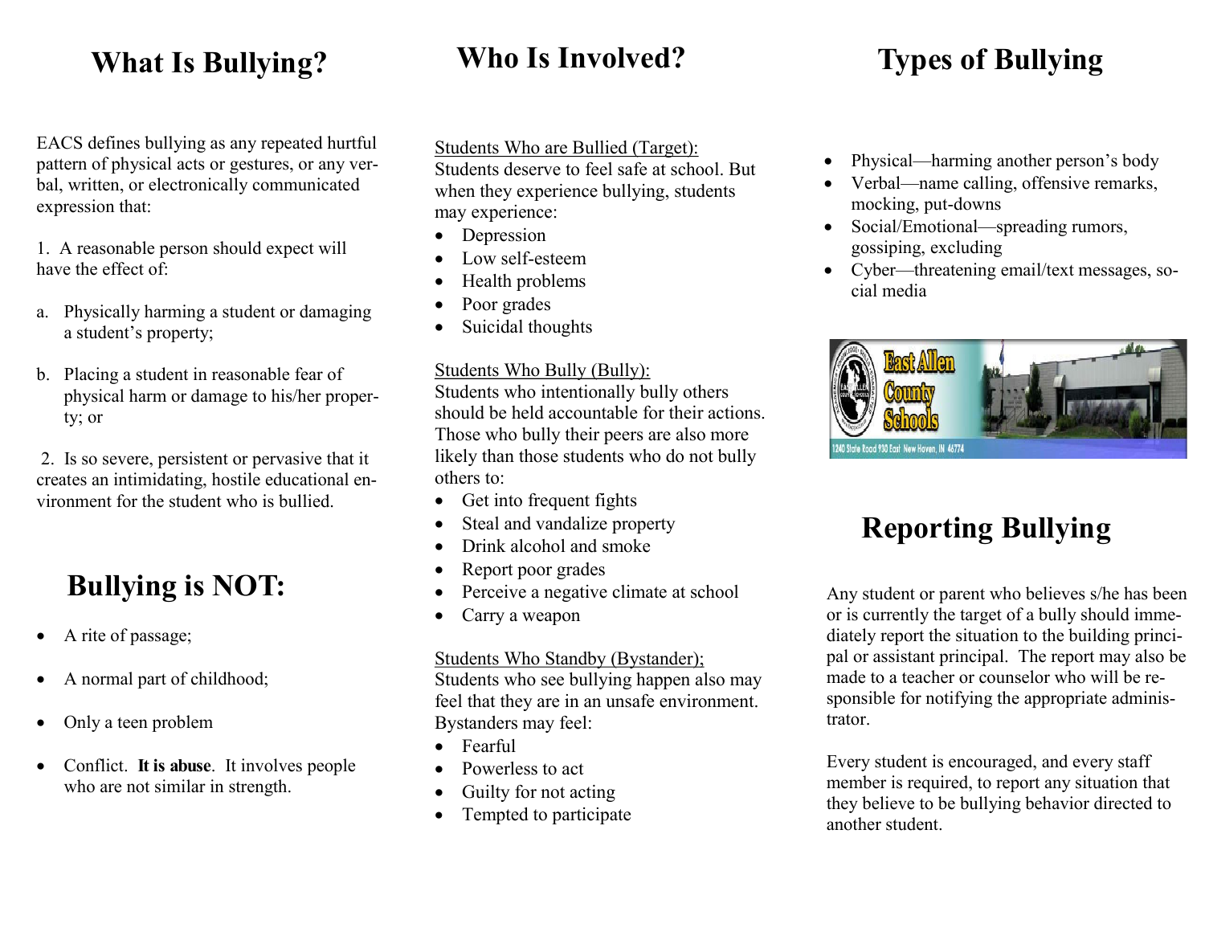# What Is Bullying?

EACS defines bullying as any repeated hurtful pattern of physical acts or gestures, or any verbal, written, or electronically communicated expression that:

1. A reasonable person should expect will have the effect of:

a. Physically harming a student or damaging a student's property;

b. Placing a student in reasonable fear of physical harm or damage to his/her property; or

2. Is so severe, persistent or pervasive that it creates an intimidating, hostile educational environment for the student who is bullied.

# Bullying is NOT:

- A rite of passage;
- A normal part of childhood;
- Only a teen problem
- Conflict. **It is abuse**. It involves people who are not similar in strength.

# Who Is Involved?

<u>Students Who are Bullied (Target):</u>
Students deserve to feel safe at school. But when they experience bullying, students may experience:

- Depression
- Low self-esteem
- Health problems
- Poor grades
- Suicidal thoughts

<u>Students Who Bully (Bully):</u>
Students who intentionally bully others should be held accountable for their actions. Those who bully their peers are also more likely than those students who do not bully others to:

- Get into frequent fights
- Steal and vandalize property
- Drink alcohol and smoke
- Report poor grades
- Perceive a negative climate at school
- Carry a weapon

<u>Students Who Standby (Bystander);</u>
Students who see bullying happen also may feel that they are in an unsafe environment. Bystanders may feel:

- Fearful
- Powerless to act
- Guilty for not acting
- Tempted to participate

# Types of Bullying

- Physical—harming another person's body
- Verbal—name calling, offensive remarks, mocking, put-downs
- Social/Emotional—spreading rumors, gossiping, excluding
- Cyber—threatening email/text messages, social media

East Allen County Schools

1240 State Road 930 East New Haven, IN 46774

# Reporting Bullying

Any student or parent who believes s/he has been or is currently the target of a bully should immediately report the situation to the building principal or assistant principal. The report may also be made to a teacher or counselor who will be responsible for notifying the appropriate administrator.

Every student is encouraged, and every staff member is required, to report any situation that they believe to be bullying behavior directed to another student.